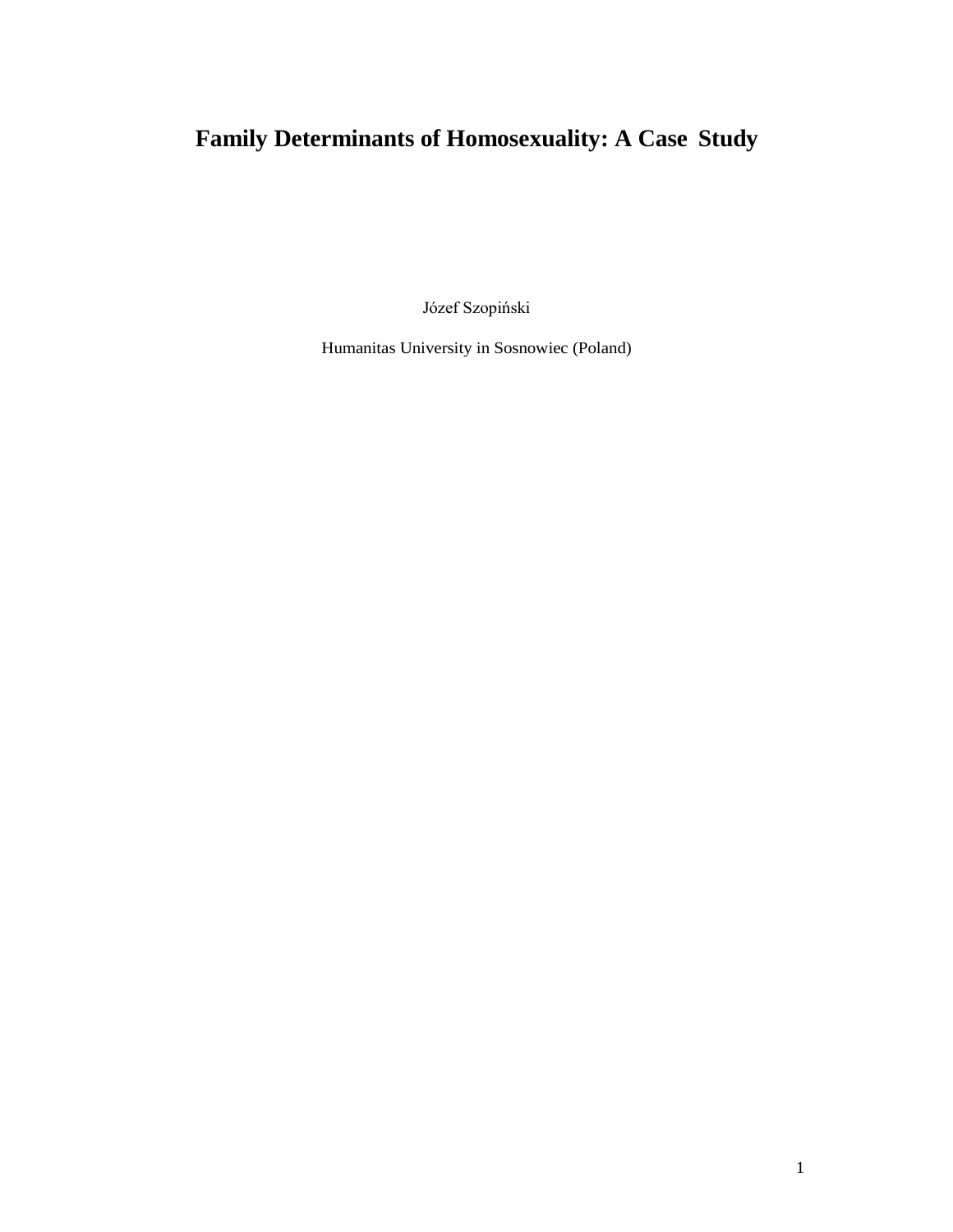# Family Determinants of Homosexuality: A Case Study

Józef Szopiński

Humanitas University in Sosnowiec (Poland)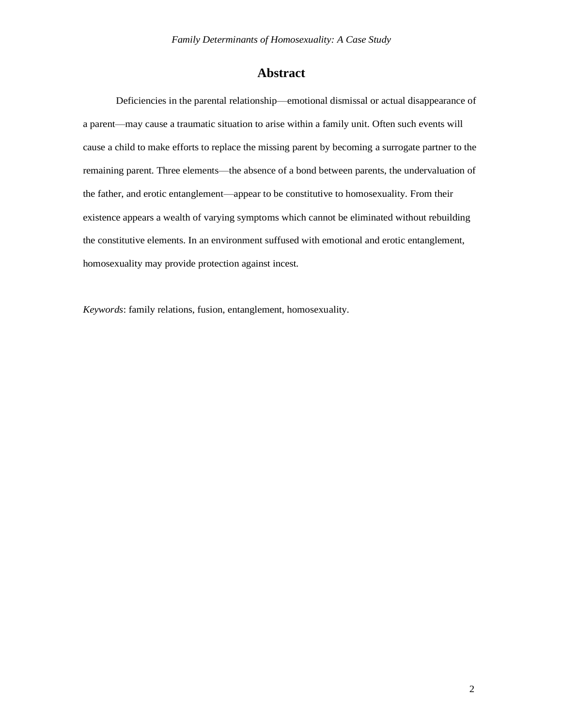# Abstract

Deficiencies in the parental relationship—emotional dismissal or actual disappearance of a parent—may cause a traumatic situation to arise within a family unit. Often such events will cause a child to make efforts to replace the missing parent by becoming a surrogate partner to the remaining parent. Three elements—the absence of a bond between parents, the undervaluation of the father, and erotic entanglement—appear to be constitutive to homosexuality. From their existence appears a wealth of varying symptoms which cannot be eliminated without rebuilding the constitutive elements. In an environment suffused with emotional and erotic entanglement, homosexuality may provide protection against incest.

*Keywords*: family relations, fusion, entanglement, homosexuality.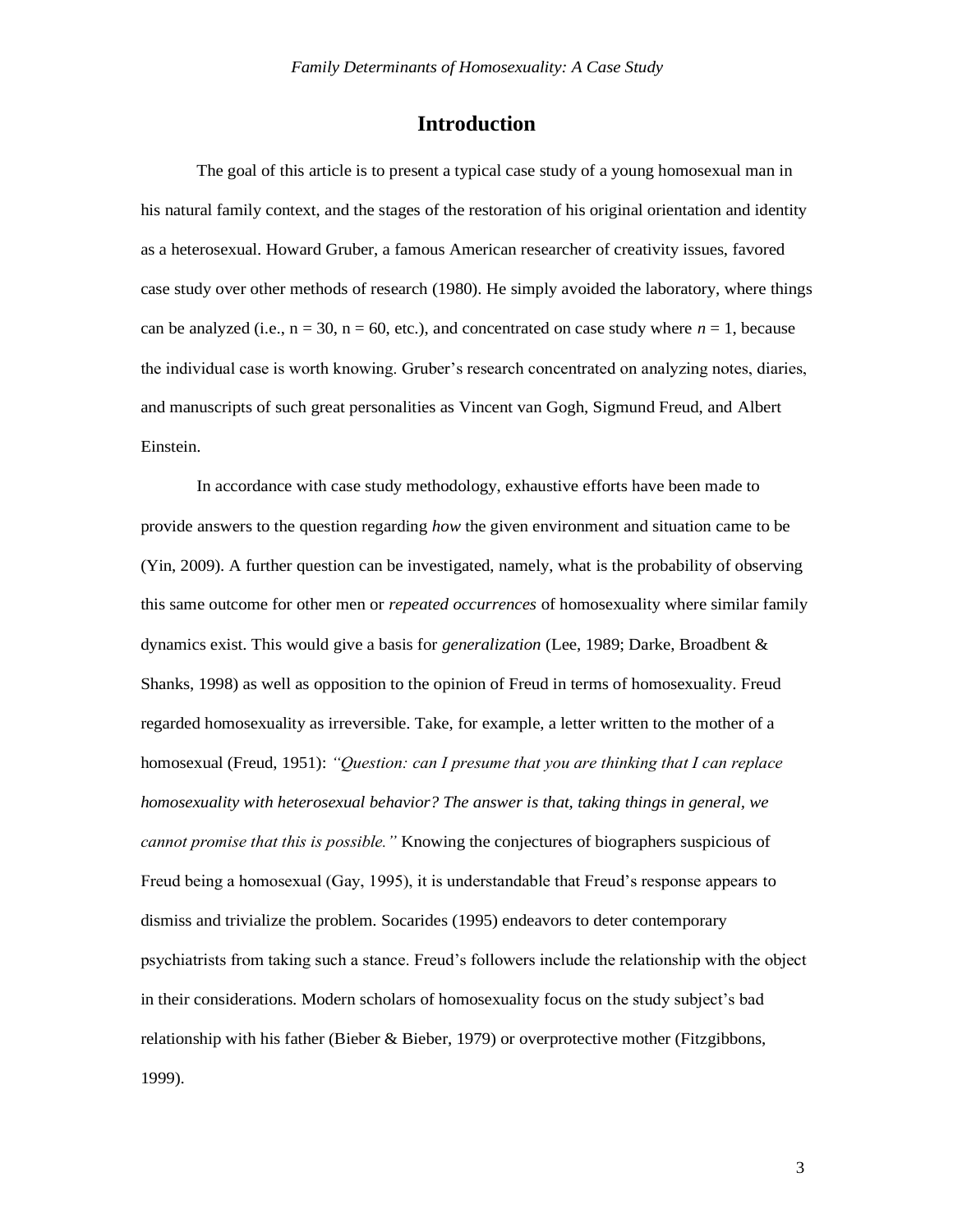## Introduction

The goal of this article is to present a typical case study of a young homosexual man in his natural family context, and the stages of the restoration of his original orientation and identity as a heterosexual. Howard Gruber, a famous American researcher of creativity issues, favored case study over other methods of research (1980). He simply avoided the laboratory, where things can be analyzed (i.e., n = 30, n = 60, etc.), and concentrated on case study where $n = 1$, because the individual case is worth knowing. Gruber's research concentrated on analyzing notes, diaries, and manuscripts of such great personalities as Vincent van Gogh, Sigmund Freud, and Albert Einstein.

In accordance with case study methodology, exhaustive efforts have been made to provide answers to the question regarding *how* the given environment and situation came to be (Yin, 2009). A further question can be investigated, namely, what is the probability of observing this same outcome for other men or *repeated occurrences* of homosexuality where similar family dynamics exist. This would give a basis for *generalization* (Lee, 1989; Darke, Broadbent & Shanks, 1998) as well as opposition to the opinion of Freud in terms of homosexuality. Freud regarded homosexuality as irreversible. Take, for example, a letter written to the mother of a homosexual (Freud, 1951): *"Question: can I presume that you are thinking that I can replace homosexuality with heterosexual behavior? The answer is that, taking things in general, we cannot promise that this is possible."* Knowing the conjectures of biographers suspicious of Freud being a homosexual (Gay, 1995), it is understandable that Freud's response appears to dismiss and trivialize the problem. Socarides (1995) endeavors to deter contemporary psychiatrists from taking such a stance. Freud's followers include the relationship with the object in their considerations. Modern scholars of homosexuality focus on the study subject's bad relationship with his father (Bieber & Bieber, 1979) or overprotective mother (Fitzgibbons, 1999).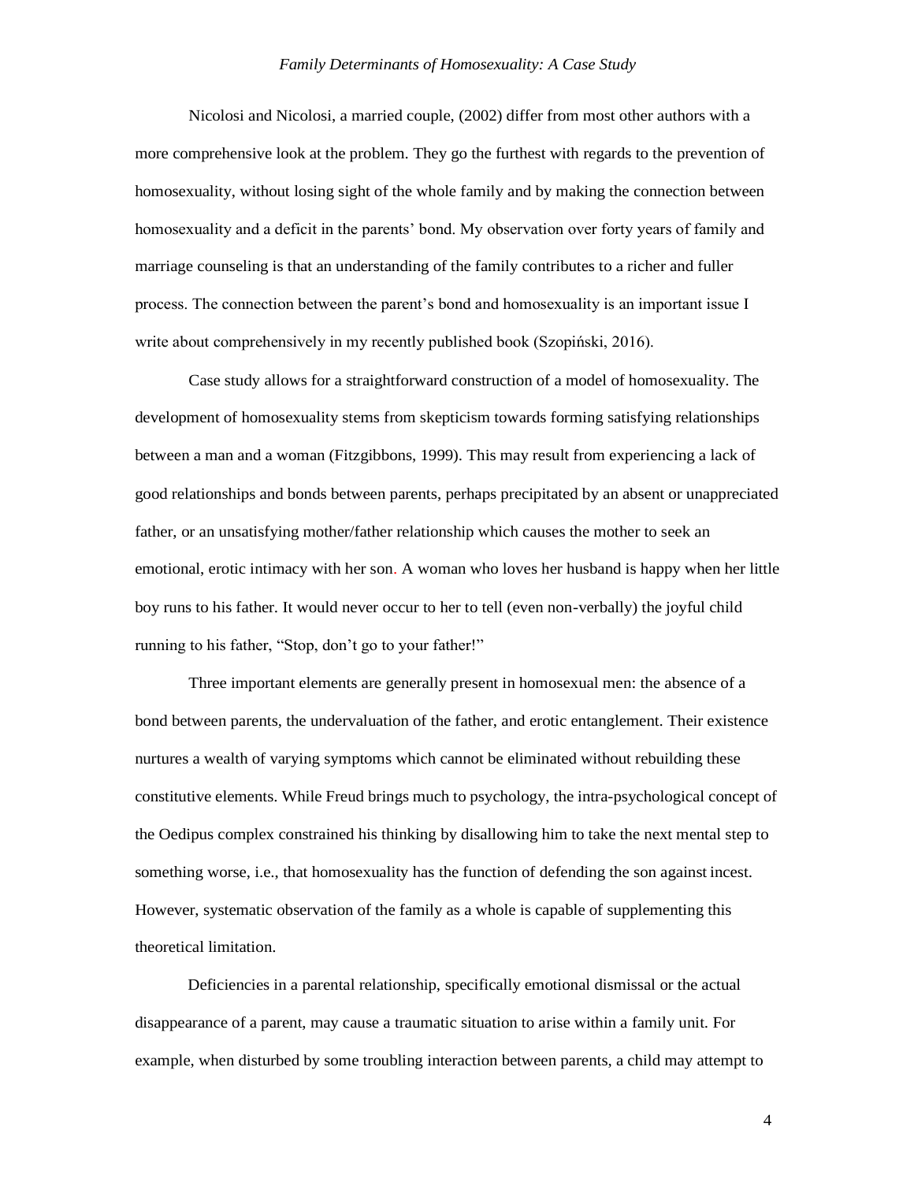Nicolosi and Nicolosi, a married couple, (2002) differ from most other authors with a more comprehensive look at the problem. They go the furthest with regards to the prevention of homosexuality, without losing sight of the whole family and by making the connection between homosexuality and a deficit in the parents' bond. My observation over forty years of family and marriage counseling is that an understanding of the family contributes to a richer and fuller process. The connection between the parent's bond and homosexuality is an important issue I write about comprehensively in my recently published book (Szopiński, 2016).

Case study allows for a straightforward construction of a model of homosexuality. The development of homosexuality stems from skepticism towards forming satisfying relationships between a man and a woman (Fitzgibbons, 1999). This may result from experiencing a lack of good relationships and bonds between parents, perhaps precipitated by an absent or unappreciated father, or an unsatisfying mother/father relationship which causes the mother to seek an emotional, erotic intimacy with her son. A woman who loves her husband is happy when her little boy runs to his father. It would never occur to her to tell (even non-verbally) the joyful child running to his father, "Stop, don't go to your father!"

Three important elements are generally present in homosexual men: the absence of a bond between parents, the undervaluation of the father, and erotic entanglement. Their existence nurtures a wealth of varying symptoms which cannot be eliminated without rebuilding these constitutive elements. While Freud brings much to psychology, the intra-psychological concept of the Oedipus complex constrained his thinking by disallowing him to take the next mental step to something worse, i.e., that homosexuality has the function of defending the son against incest. However, systematic observation of the family as a whole is capable of supplementing this theoretical limitation.

Deficiencies in a parental relationship, specifically emotional dismissal or the actual disappearance of a parent, may cause a traumatic situation to arise within a family unit. For example, when disturbed by some troubling interaction between parents, a child may attempt to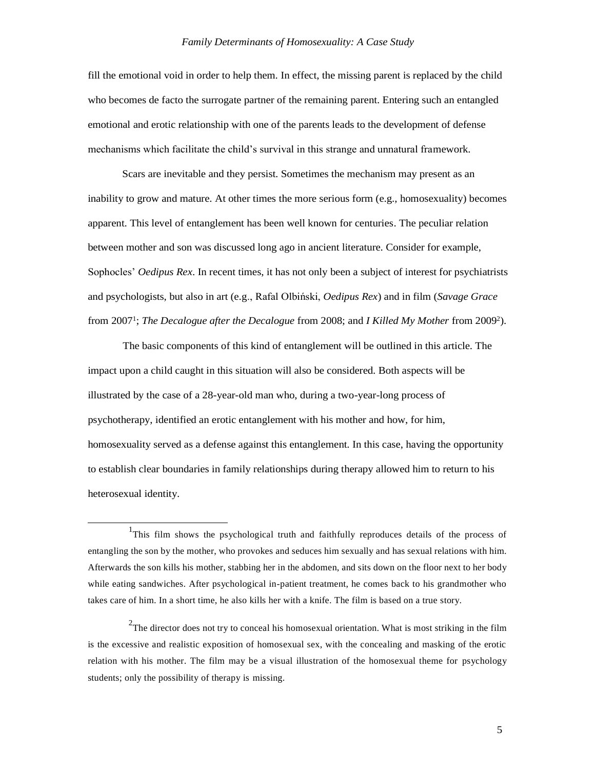fill the emotional void in order to help them. In effect, the missing parent is replaced by the child who becomes de facto the surrogate partner of the remaining parent. Entering such an entangled emotional and erotic relationship with one of the parents leads to the development of defense mechanisms which facilitate the child's survival in this strange and unnatural framework.

Scars are inevitable and they persist. Sometimes the mechanism may present as an inability to grow and mature. At other times the more serious form (e.g., homosexuality) becomes apparent. This level of entanglement has been well known for centuries. The peculiar relation between mother and son was discussed long ago in ancient literature. Consider for example, Sophocles' *Oedipus Rex*. In recent times, it has not only been a subject of interest for psychiatrists and psychologists, but also in art (e.g., Rafal Olbiński, *Oedipus Rex*) and in film (*Savage Grace* from 2007[1]; *The Decalogue after the Decalogue* from 2008; and *I Killed My Mother* from 2009[2]).

The basic components of this kind of entanglement will be outlined in this article. The impact upon a child caught in this situation will also be considered. Both aspects will be illustrated by the case of a 28-year-old man who, during a two-year-long process of psychotherapy, identified an erotic entanglement with his mother and how, for him, homosexuality served as a defense against this entanglement. In this case, having the opportunity to establish clear boundaries in family relationships during therapy allowed him to return to his heterosexual identity.

---

[1] This film shows the psychological truth and faithfully reproduces details of the process of entangling the son by the mother, who provokes and seduces him sexually and has sexual relations with him. Afterwards the son kills his mother, stabbing her in the abdomen, and sits down on the floor next to her body while eating sandwiches. After psychological in-patient treatment, he comes back to his grandmother who takes care of him. In a short time, he also kills her with a knife. The film is based on a true story.

[2] The director does not try to conceal his homosexual orientation. What is most striking in the film is the excessive and realistic exposition of homosexual sex, with the concealing and masking of the erotic relation with his mother. The film may be a visual illustration of the homosexual theme for psychology students; only the possibility of therapy is missing.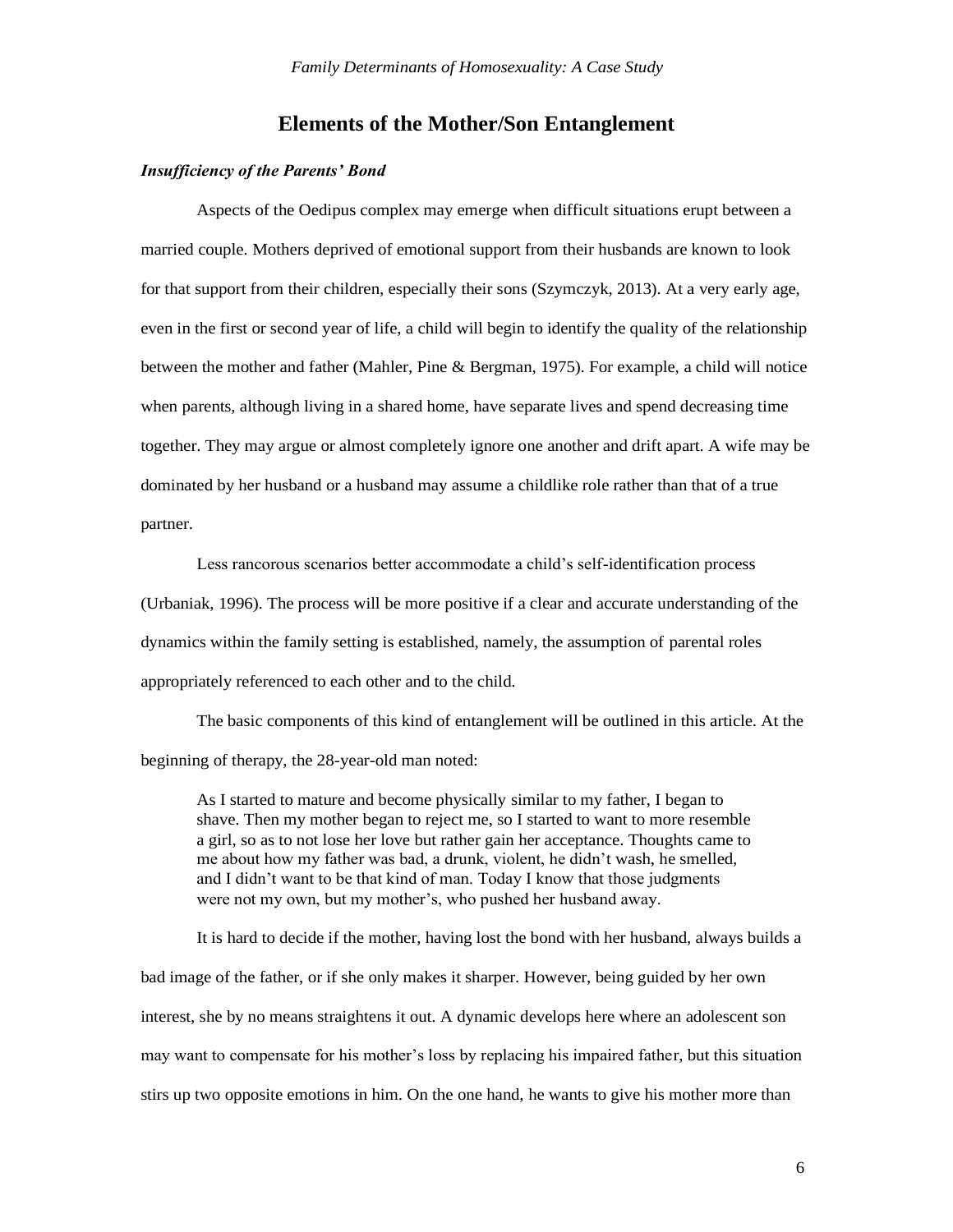## Elements of the Mother/Son Entanglement

### *Insufficiency of the Parents' Bond*

Aspects of the Oedipus complex may emerge when difficult situations erupt between a married couple. Mothers deprived of emotional support from their husbands are known to look for that support from their children, especially their sons (Szymczyk, 2013). At a very early age, even in the first or second year of life, a child will begin to identify the quality of the relationship between the mother and father (Mahler, Pine & Bergman, 1975). For example, a child will notice when parents, although living in a shared home, have separate lives and spend decreasing time together. They may argue or almost completely ignore one another and drift apart. A wife may be dominated by her husband or a husband may assume a childlike role rather than that of a true partner.

Less rancorous scenarios better accommodate a child's self-identification process (Urbaniak, 1996). The process will be more positive if a clear and accurate understanding of the dynamics within the family setting is established, namely, the assumption of parental roles appropriately referenced to each other and to the child.

The basic components of this kind of entanglement will be outlined in this article. At the beginning of therapy, the 28-year-old man noted:

> As I started to mature and become physically similar to my father, I began to shave. Then my mother began to reject me, so I started to want to more resemble a girl, so as to not lose her love but rather gain her acceptance. Thoughts came to me about how my father was bad, a drunk, violent, he didn't wash, he smelled, and I didn't want to be that kind of man. Today I know that those judgments were not my own, but my mother's, who pushed her husband away.

It is hard to decide if the mother, having lost the bond with her husband, always builds a bad image of the father, or if she only makes it sharper. However, being guided by her own interest, she by no means straightens it out. A dynamic develops here where an adolescent son may want to compensate for his mother's loss by replacing his impaired father, but this situation stirs up two opposite emotions in him. On the one hand, he wants to give his mother more than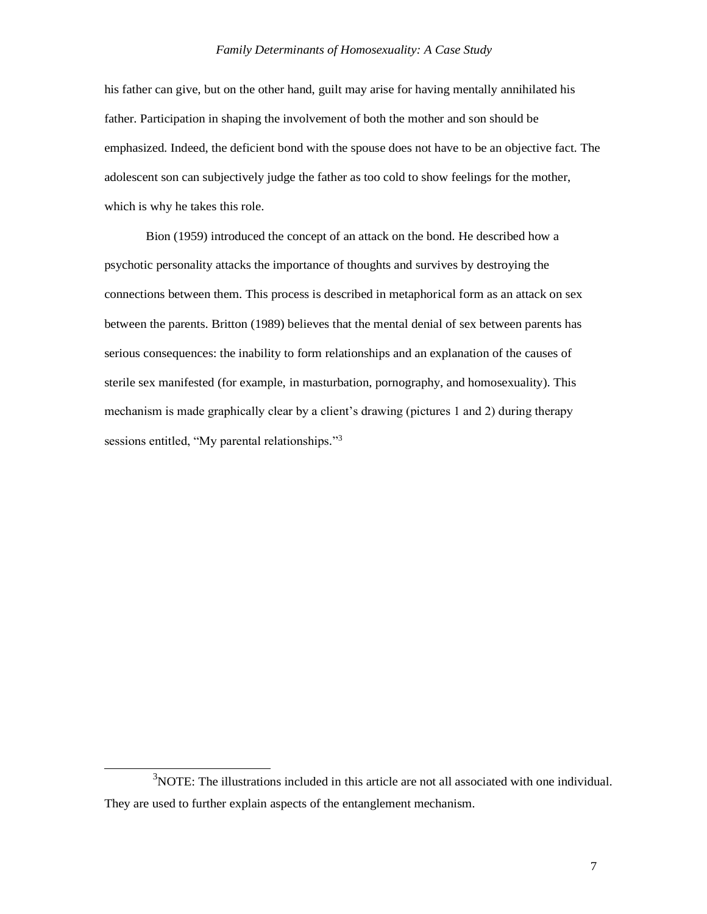his father can give, but on the other hand, guilt may arise for having mentally annihilated his father. Participation in shaping the involvement of both the mother and son should be emphasized. Indeed, the deficient bond with the spouse does not have to be an objective fact. The adolescent son can subjectively judge the father as too cold to show feelings for the mother, which is why he takes this role.

Bion (1959) introduced the concept of an attack on the bond. He described how a psychotic personality attacks the importance of thoughts and survives by destroying the connections between them. This process is described in metaphorical form as an attack on sex between the parents. Britton (1989) believes that the mental denial of sex between parents has serious consequences: the inability to form relationships and an explanation of the causes of sterile sex manifested (for example, in masturbation, pornography, and homosexuality). This mechanism is made graphically clear by a client's drawing (pictures 1 and 2) during therapy sessions entitled, "My parental relationships."[3]

---

[3] NOTE: The illustrations included in this article are not all associated with one individual. They are used to further explain aspects of the entanglement mechanism.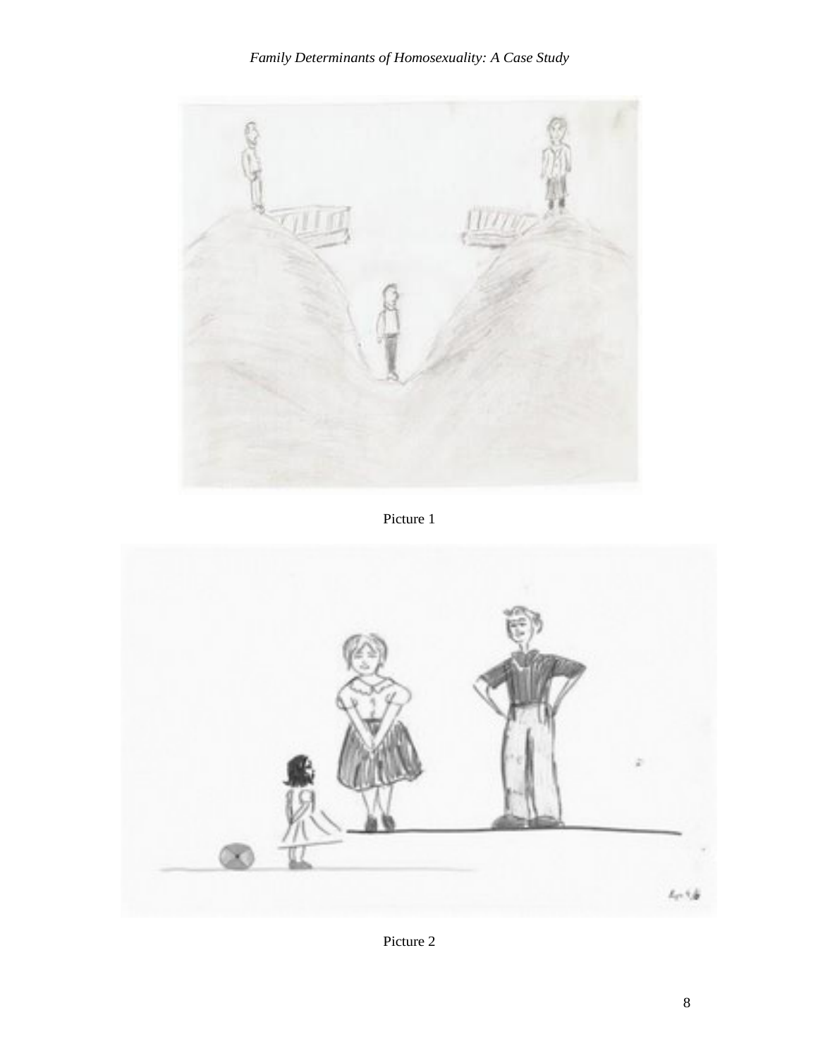Picture 1

Picture 2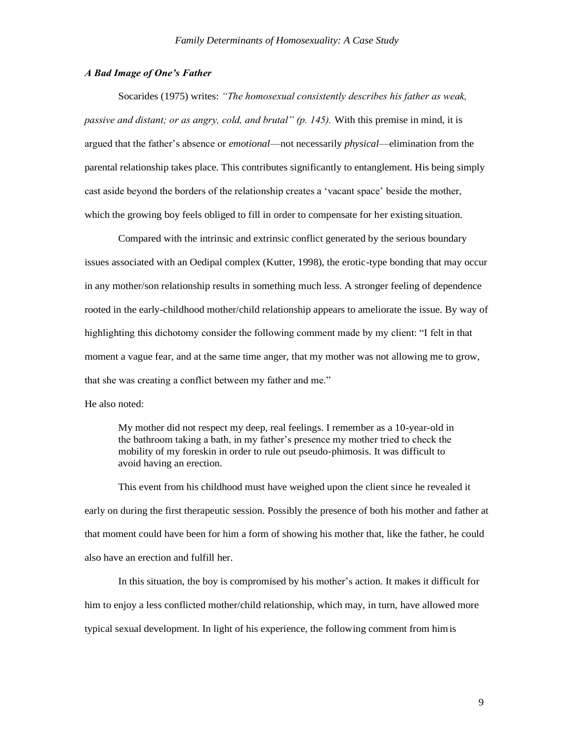### *A Bad Image of One's Father*

Socarides (1975) writes: *"The homosexual consistently describes his father as weak, passive and distant; or as angry, cold, and brutal" (p. 145).* With this premise in mind, it is argued that the father's absence or *emotional*—not necessarily *physical*—elimination from the parental relationship takes place. This contributes significantly to entanglement. His being simply cast aside beyond the borders of the relationship creates a 'vacant space' beside the mother, which the growing boy feels obliged to fill in order to compensate for her existing situation.

Compared with the intrinsic and extrinsic conflict generated by the serious boundary issues associated with an Oedipal complex (Kutter, 1998), the erotic-type bonding that may occur in any mother/son relationship results in something much less. A stronger feeling of dependence rooted in the early-childhood mother/child relationship appears to ameliorate the issue. By way of highlighting this dichotomy consider the following comment made by my client: "I felt in that moment a vague fear, and at the same time anger, that my mother was not allowing me to grow, that she was creating a conflict between my father and me."

He also noted:

> My mother did not respect my deep, real feelings. I remember as a 10-year-old in the bathroom taking a bath, in my father's presence my mother tried to check the mobility of my foreskin in order to rule out pseudo-phimosis. It was difficult to avoid having an erection.

This event from his childhood must have weighed upon the client since he revealed it early on during the first therapeutic session. Possibly the presence of both his mother and father at that moment could have been for him a form of showing his mother that, like the father, he could also have an erection and fulfill her.

In this situation, the boy is compromised by his mother's action. It makes it difficult for him to enjoy a less conflicted mother/child relationship, which may, in turn, have allowed more typical sexual development. In light of his experience, the following comment from him is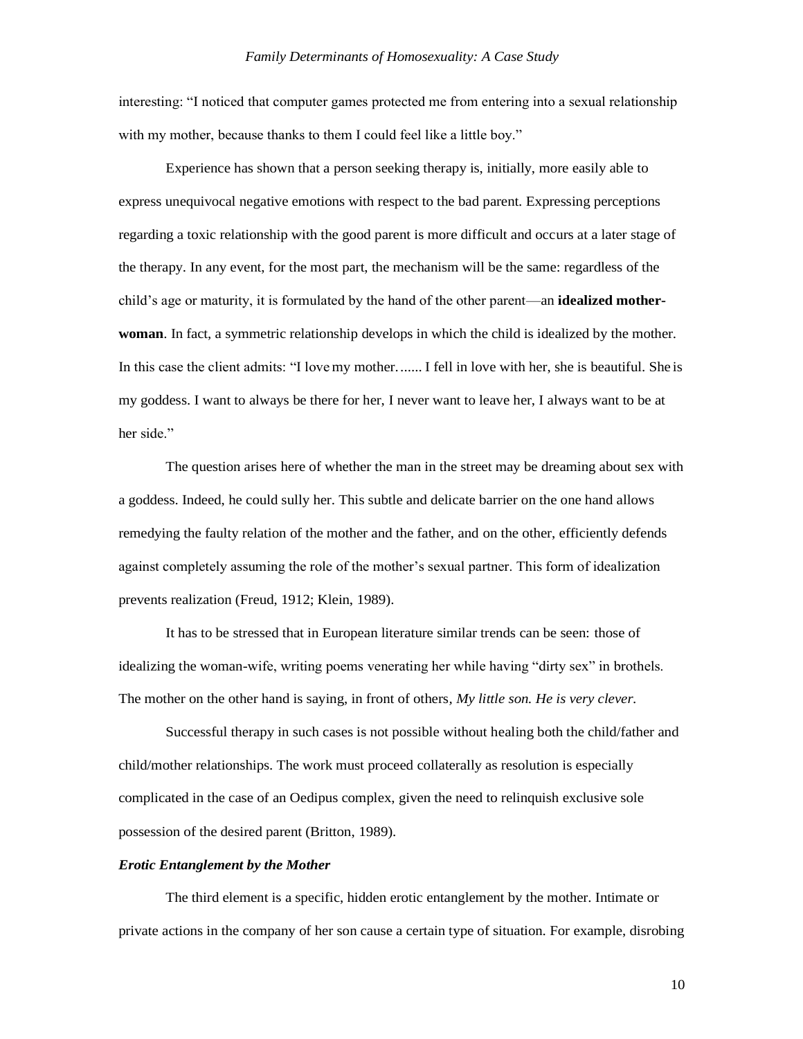interesting: “I noticed that computer games protected me from entering into a sexual relationship with my mother, because thanks to them I could feel like a little boy.”

Experience has shown that a person seeking therapy is, initially, more easily able to express unequivocal negative emotions with respect to the bad parent. Expressing perceptions regarding a toxic relationship with the good parent is more difficult and occurs at a later stage of the therapy. In any event, for the most part, the mechanism will be the same: regardless of the child’s age or maturity, it is formulated by the hand of the other parent—an **idealized mother-woman**. In fact, a symmetric relationship develops in which the child is idealized by the mother. In this case the client admits: “I love my mother…..... I fell in love with her, she is beautiful. She is my goddess. I want to always be there for her, I never want to leave her, I always want to be at her side.”

The question arises here of whether the man in the street may be dreaming about sex with a goddess. Indeed, he could sully her. This subtle and delicate barrier on the one hand allows remedying the faulty relation of the mother and the father, and on the other, efficiently defends against completely assuming the role of the mother’s sexual partner. This form of idealization prevents realization (Freud, 1912; Klein, 1989).

It has to be stressed that in European literature similar trends can be seen: those of idealizing the woman-wife, writing poems venerating her while having “dirty sex” in brothels. The mother on the other hand is saying, in front of others, *My little son. He is very clever.*

Successful therapy in such cases is not possible without healing both the child/father and child/mother relationships. The work must proceed collaterally as resolution is especially complicated in the case of an Oedipus complex, given the need to relinquish exclusive sole possession of the desired parent (Britton, 1989).

### *Erotic Entanglement by the Mother*

The third element is a specific, hidden erotic entanglement by the mother. Intimate or private actions in the company of her son cause a certain type of situation. For example, disrobing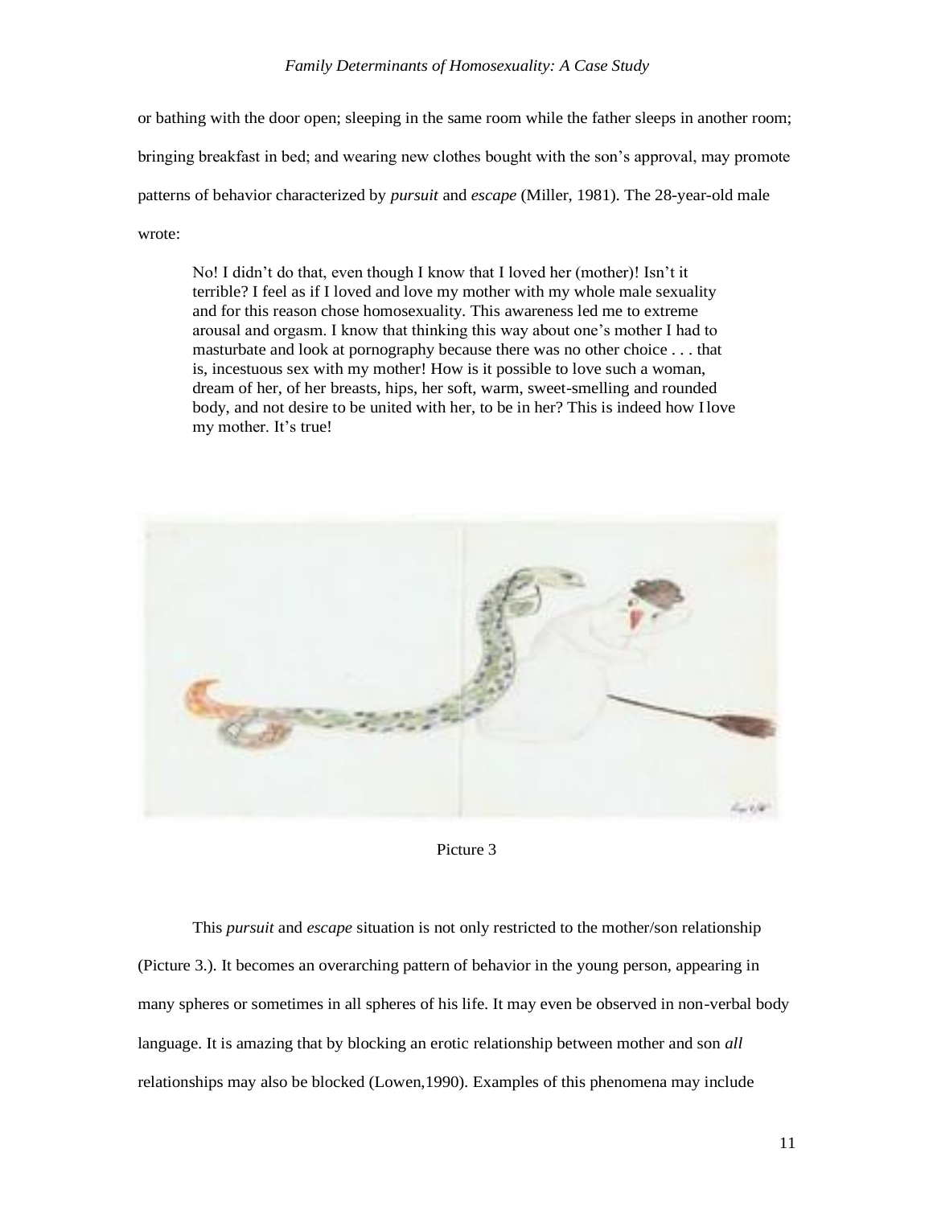or bathing with the door open; sleeping in the same room while the father sleeps in another room; bringing breakfast in bed; and wearing new clothes bought with the son's approval, may promote patterns of behavior characterized by *pursuit* and *escape* (Miller, 1981). The 28-year-old male wrote:

> No! I didn't do that, even though I know that I loved her (mother)! Isn't it terrible? I feel as if I loved and love my mother with my whole male sexuality and for this reason chose homosexuality. This awareness led me to extreme arousal and orgasm. I know that thinking this way about one's mother I had to masturbate and look at pornography because there was no other choice . . . that is, incestuous sex with my mother! How is it possible to love such a woman, dream of her, of her breasts, hips, her soft, warm, sweet-smelling and rounded body, and not desire to be united with her, to be in her? This is indeed how I love my mother. It's true!

Picture 3

This *pursuit* and *escape* situation is not only restricted to the mother/son relationship (Picture 3.). It becomes an overarching pattern of behavior in the young person, appearing in many spheres or sometimes in all spheres of his life. It may even be observed in non-verbal body language. It is amazing that by blocking an erotic relationship between mother and son *all* relationships may also be blocked (Lowen,1990). Examples of this phenomena may include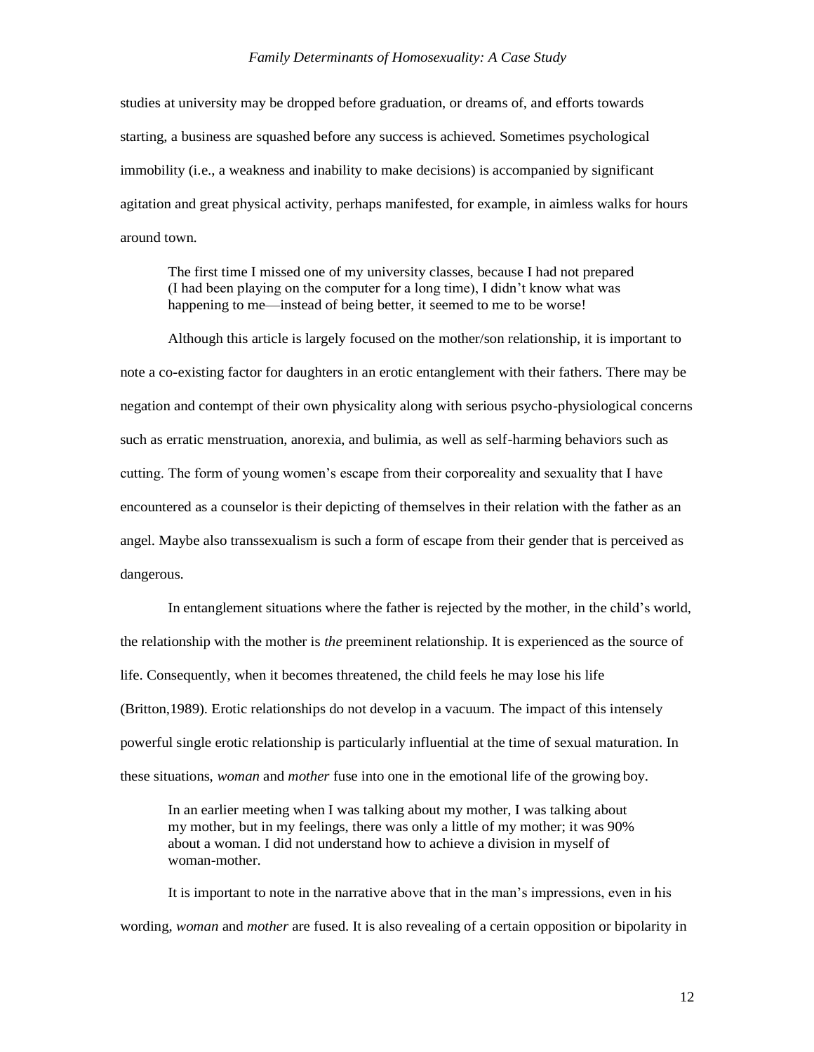studies at university may be dropped before graduation, or dreams of, and efforts towards starting, a business are squashed before any success is achieved. Sometimes psychological immobility (i.e., a weakness and inability to make decisions) is accompanied by significant agitation and great physical activity, perhaps manifested, for example, in aimless walks for hours around town.

> The first time I missed one of my university classes, because I had not prepared (I had been playing on the computer for a long time), I didn't know what was happening to me—instead of being better, it seemed to me to be worse!

Although this article is largely focused on the mother/son relationship, it is important to note a co-existing factor for daughters in an erotic entanglement with their fathers. There may be negation and contempt of their own physicality along with serious psycho-physiological concerns such as erratic menstruation, anorexia, and bulimia, as well as self-harming behaviors such as cutting. The form of young women's escape from their corporeality and sexuality that I have encountered as a counselor is their depicting of themselves in their relation with the father as an angel. Maybe also transsexualism is such a form of escape from their gender that is perceived as dangerous.

In entanglement situations where the father is rejected by the mother, in the child's world, the relationship with the mother is *the* preeminent relationship. It is experienced as the source of life. Consequently, when it becomes threatened, the child feels he may lose his life (Britton,1989). Erotic relationships do not develop in a vacuum. The impact of this intensely powerful single erotic relationship is particularly influential at the time of sexual maturation. In these situations, *woman* and *mother* fuse into one in the emotional life of the growing boy.

> In an earlier meeting when I was talking about my mother, I was talking about my mother, but in my feelings, there was only a little of my mother; it was 90% about a woman. I did not understand how to achieve a division in myself of woman-mother.

It is important to note in the narrative above that in the man's impressions, even in his wording, *woman* and *mother* are fused. It is also revealing of a certain opposition or bipolarity in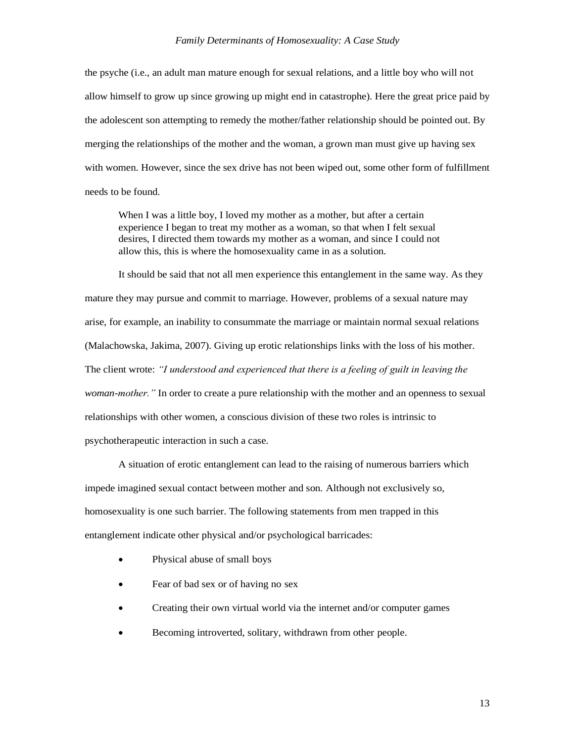the psyche (i.e., an adult man mature enough for sexual relations, and a little boy who will not allow himself to grow up since growing up might end in catastrophe). Here the great price paid by the adolescent son attempting to remedy the mother/father relationship should be pointed out. By merging the relationships of the mother and the woman, a grown man must give up having sex with women. However, since the sex drive has not been wiped out, some other form of fulfillment needs to be found.

> When I was a little boy, I loved my mother as a mother, but after a certain experience I began to treat my mother as a woman, so that when I felt sexual desires, I directed them towards my mother as a woman, and since I could not allow this, this is where the homosexuality came in as a solution.

It should be said that not all men experience this entanglement in the same way. As they mature they may pursue and commit to marriage. However, problems of a sexual nature may arise, for example, an inability to consummate the marriage or maintain normal sexual relations (Malachowska, Jakima, 2007). Giving up erotic relationships links with the loss of his mother. The client wrote: *"I understood and experienced that there is a feeling of guilt in leaving the woman-mother."* In order to create a pure relationship with the mother and an openness to sexual relationships with other women, a conscious division of these two roles is intrinsic to psychotherapeutic interaction in such a case.

A situation of erotic entanglement can lead to the raising of numerous barriers which impede imagined sexual contact between mother and son. Although not exclusively so, homosexuality is one such barrier. The following statements from men trapped in this entanglement indicate other physical and/or psychological barricades:

- Physical abuse of small boys
- Fear of bad sex or of having no sex
- Creating their own virtual world via the internet and/or computer games
- Becoming introverted, solitary, withdrawn from other people.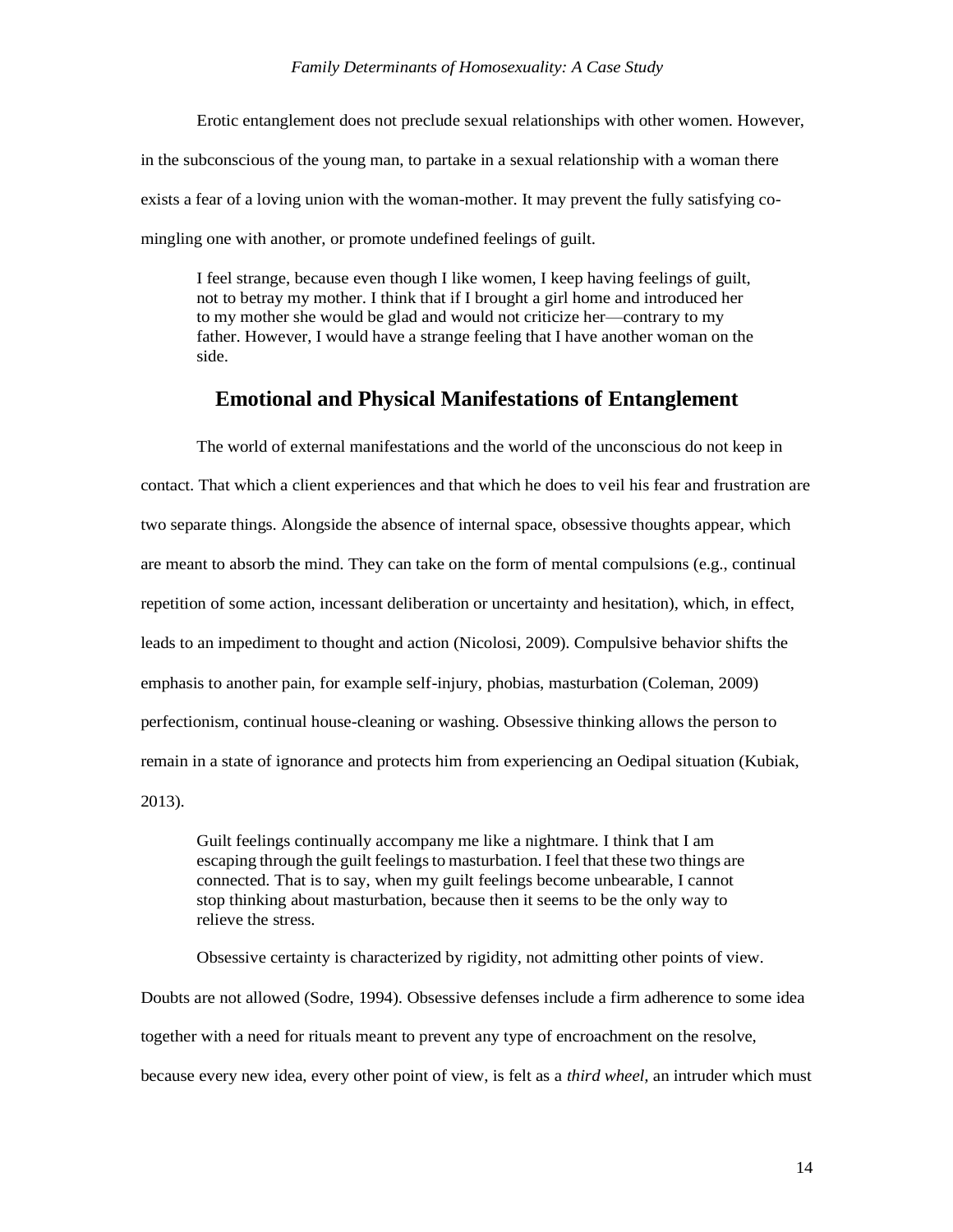Erotic entanglement does not preclude sexual relationships with other women. However, in the subconscious of the young man, to partake in a sexual relationship with a woman there exists a fear of a loving union with the woman-mother. It may prevent the fully satisfying co-mingling one with another, or promote undefined feelings of guilt.

> I feel strange, because even though I like women, I keep having feelings of guilt, not to betray my mother. I think that if I brought a girl home and introduced her to my mother she would be glad and would not criticize her—contrary to my father. However, I would have a strange feeling that I have another woman on the side.

## Emotional and Physical Manifestations of Entanglement

The world of external manifestations and the world of the unconscious do not keep in contact. That which a client experiences and that which he does to veil his fear and frustration are two separate things. Alongside the absence of internal space, obsessive thoughts appear, which are meant to absorb the mind. They can take on the form of mental compulsions (e.g., continual repetition of some action, incessant deliberation or uncertainty and hesitation), which, in effect, leads to an impediment to thought and action (Nicolosi, 2009). Compulsive behavior shifts the emphasis to another pain, for example self-injury, phobias, masturbation (Coleman, 2009) perfectionism, continual house-cleaning or washing. Obsessive thinking allows the person to remain in a state of ignorance and protects him from experiencing an Oedipal situation (Kubiak, 2013).

> Guilt feelings continually accompany me like a nightmare. I think that I am escaping through the guilt feelings to masturbation. I feel that these two things are connected. That is to say, when my guilt feelings become unbearable, I cannot stop thinking about masturbation, because then it seems to be the only way to relieve the stress.

Obsessive certainty is characterized by rigidity, not admitting other points of view. Doubts are not allowed (Sodre, 1994). Obsessive defenses include a firm adherence to some idea together with a need for rituals meant to prevent any type of encroachment on the resolve, because every new idea, every other point of view, is felt as a *third wheel*, an intruder which must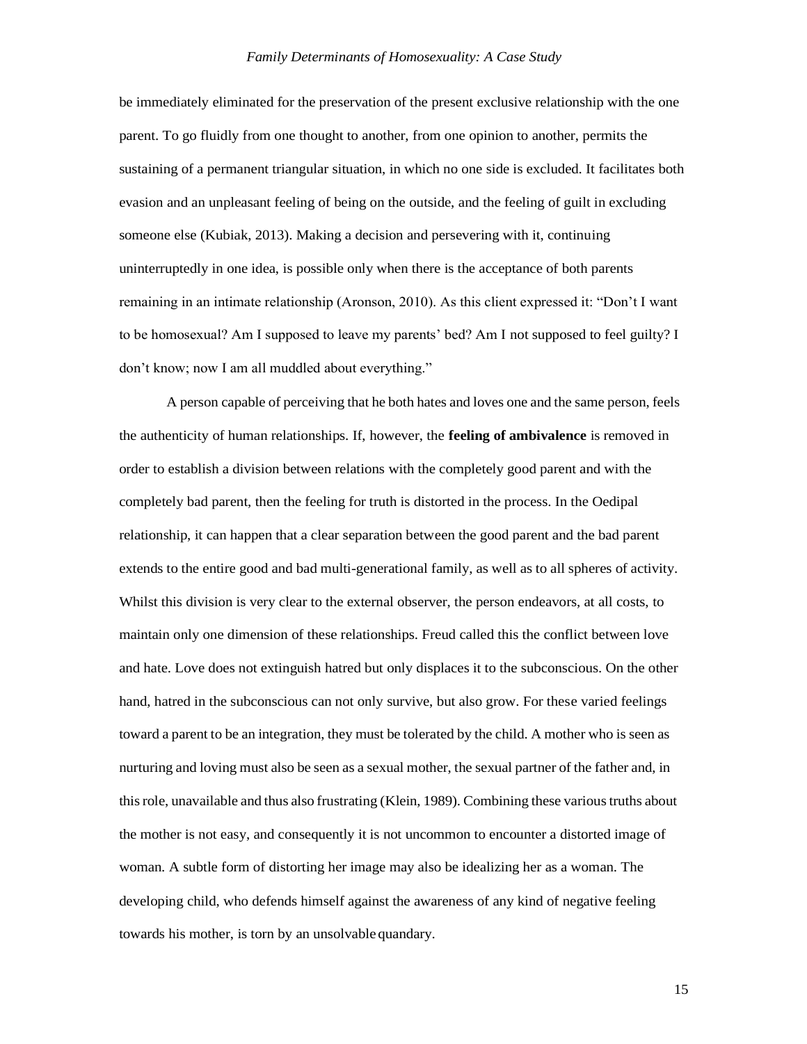be immediately eliminated for the preservation of the present exclusive relationship with the one parent. To go fluidly from one thought to another, from one opinion to another, permits the sustaining of a permanent triangular situation, in which no one side is excluded. It facilitates both evasion and an unpleasant feeling of being on the outside, and the feeling of guilt in excluding someone else (Kubiak, 2013). Making a decision and persevering with it, continuing uninterruptedly in one idea, is possible only when there is the acceptance of both parents remaining in an intimate relationship (Aronson, 2010). As this client expressed it: "Don't I want to be homosexual? Am I supposed to leave my parents' bed? Am I not supposed to feel guilty? I don't know; now I am all muddled about everything."

A person capable of perceiving that he both hates and loves one and the same person, feels the authenticity of human relationships. If, however, the **feeling of ambivalence** is removed in order to establish a division between relations with the completely good parent and with the completely bad parent, then the feeling for truth is distorted in the process. In the Oedipal relationship, it can happen that a clear separation between the good parent and the bad parent extends to the entire good and bad multi-generational family, as well as to all spheres of activity. Whilst this division is very clear to the external observer, the person endeavors, at all costs, to maintain only one dimension of these relationships. Freud called this the conflict between love and hate. Love does not extinguish hatred but only displaces it to the subconscious. On the other hand, hatred in the subconscious can not only survive, but also grow. For these varied feelings toward a parent to be an integration, they must be tolerated by the child. A mother who is seen as nurturing and loving must also be seen as a sexual mother, the sexual partner of the father and, in this role, unavailable and thus also frustrating (Klein, 1989). Combining these various truths about the mother is not easy, and consequently it is not uncommon to encounter a distorted image of woman. A subtle form of distorting her image may also be idealizing her as a woman. The developing child, who defends himself against the awareness of any kind of negative feeling towards his mother, is torn by an unsolvable quandary.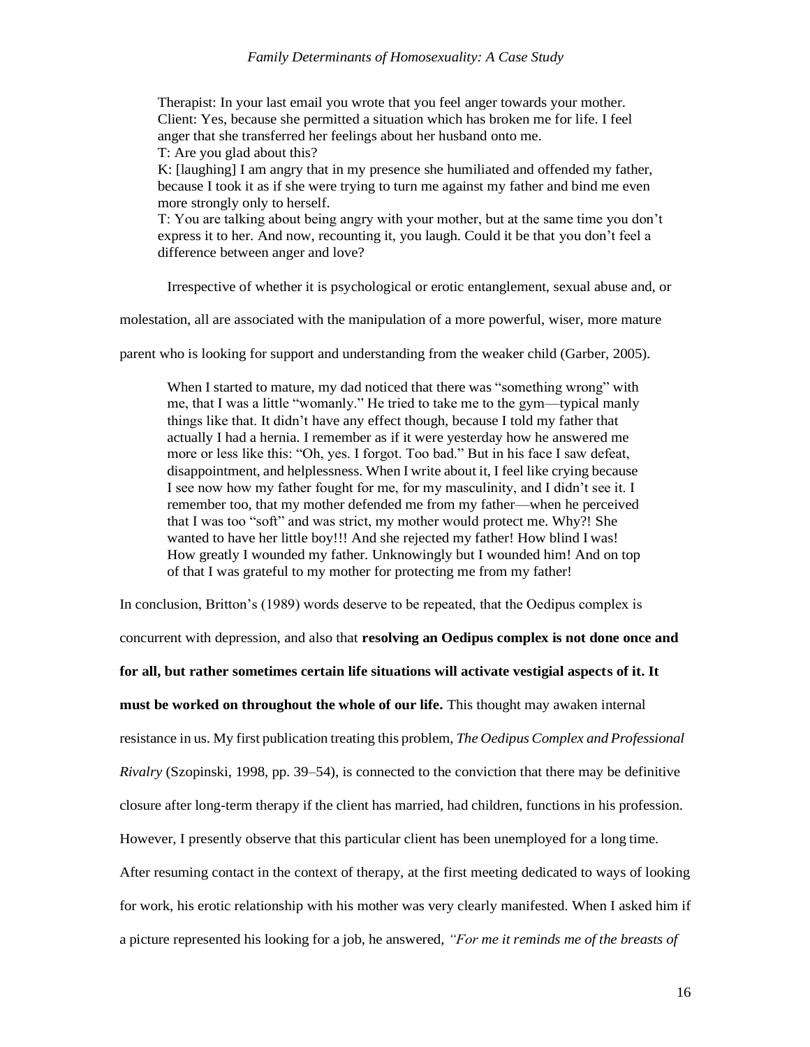> Therapist: In your last email you wrote that you feel anger towards your mother.
> Client: Yes, because she permitted a situation which has broken me for life. I feel anger that she transferred her feelings about her husband onto me.
> T: Are you glad about this?
> K: [laughing] I am angry that in my presence she humiliated and offended my father, because I took it as if she were trying to turn me against my father and bind me even more strongly only to herself.
> T: You are talking about being angry with your mother, but at the same time you don't express it to her. And now, recounting it, you laugh. Could it be that you don't feel a difference between anger and love?

Irrespective of whether it is psychological or erotic entanglement, sexual abuse and, or molestation, all are associated with the manipulation of a more powerful, wiser, more mature parent who is looking for support and understanding from the weaker child (Garber, 2005).

> When I started to mature, my dad noticed that there was "something wrong" with me, that I was a little "womanly." He tried to take me to the gym—typical manly things like that. It didn't have any effect though, because I told my father that actually I had a hernia. I remember as if it were yesterday how he answered me more or less like this: "Oh, yes. I forgot. Too bad." But in his face I saw defeat, disappointment, and helplessness. When I write about it, I feel like crying because I see now how my father fought for me, for my masculinity, and I didn't see it. I remember too, that my mother defended me from my father—when he perceived that I was too "soft" and was strict, my mother would protect me. Why?! She wanted to have her little boy!!! And she rejected my father! How blind I was! How greatly I wounded my father. Unknowingly but I wounded him! And on top of that I was grateful to my mother for protecting me from my father!

In conclusion, Britton's (1989) words deserve to be repeated, that the Oedipus complex is concurrent with depression, and also that **resolving an Oedipus complex is not done once and for all, but rather sometimes certain life situations will activate vestigial aspects of it. It must be worked on throughout the whole of our life.** This thought may awaken internal resistance in us. My first publication treating this problem, *The Oedipus Complex and Professional Rivalry* (Szopinski, 1998, pp. 39–54), is connected to the conviction that there may be definitive closure after long-term therapy if the client has married, had children, functions in his profession. However, I presently observe that this particular client has been unemployed for a long time. After resuming contact in the context of therapy, at the first meeting dedicated to ways of looking for work, his erotic relationship with his mother was very clearly manifested. When I asked him if a picture represented his looking for a job, he answered, *"For me it reminds me of the breasts of*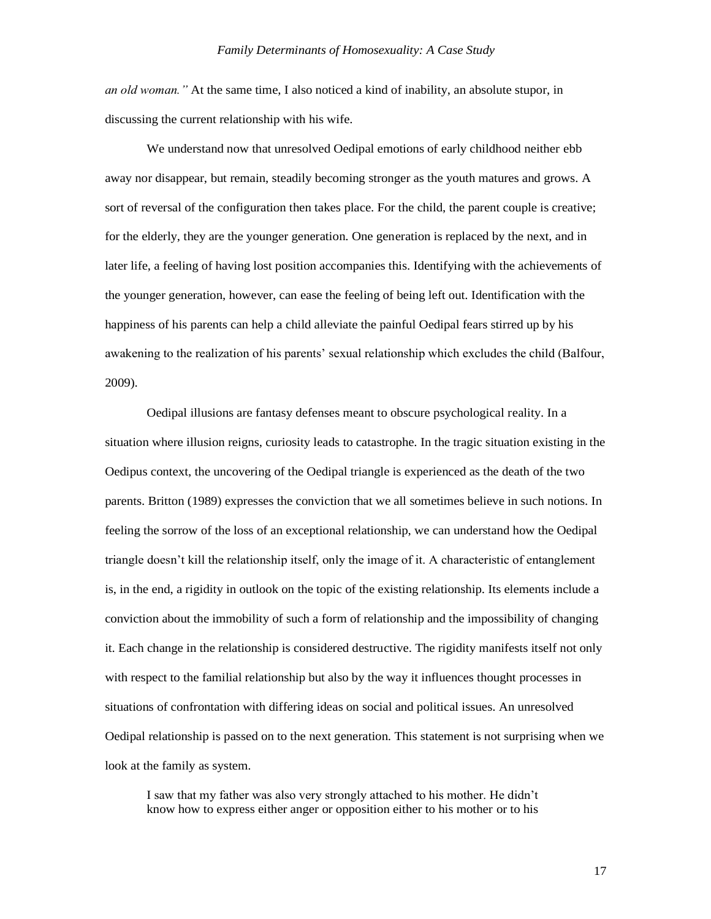*an old woman."* At the same time, I also noticed a kind of inability, an absolute stupor, in discussing the current relationship with his wife.

We understand now that unresolved Oedipal emotions of early childhood neither ebb away nor disappear, but remain, steadily becoming stronger as the youth matures and grows. A sort of reversal of the configuration then takes place. For the child, the parent couple is creative; for the elderly, they are the younger generation. One generation is replaced by the next, and in later life, a feeling of having lost position accompanies this. Identifying with the achievements of the younger generation, however, can ease the feeling of being left out. Identification with the happiness of his parents can help a child alleviate the painful Oedipal fears stirred up by his awakening to the realization of his parents' sexual relationship which excludes the child (Balfour, 2009).

Oedipal illusions are fantasy defenses meant to obscure psychological reality. In a situation where illusion reigns, curiosity leads to catastrophe. In the tragic situation existing in the Oedipus context, the uncovering of the Oedipal triangle is experienced as the death of the two parents. Britton (1989) expresses the conviction that we all sometimes believe in such notions. In feeling the sorrow of the loss of an exceptional relationship, we can understand how the Oedipal triangle doesn't kill the relationship itself, only the image of it. A characteristic of entanglement is, in the end, a rigidity in outlook on the topic of the existing relationship. Its elements include a conviction about the immobility of such a form of relationship and the impossibility of changing it. Each change in the relationship is considered destructive. The rigidity manifests itself not only with respect to the familial relationship but also by the way it influences thought processes in situations of confrontation with differing ideas on social and political issues. An unresolved Oedipal relationship is passed on to the next generation. This statement is not surprising when we look at the family as system.

> I saw that my father was also very strongly attached to his mother. He didn't know how to express either anger or opposition either to his mother or to his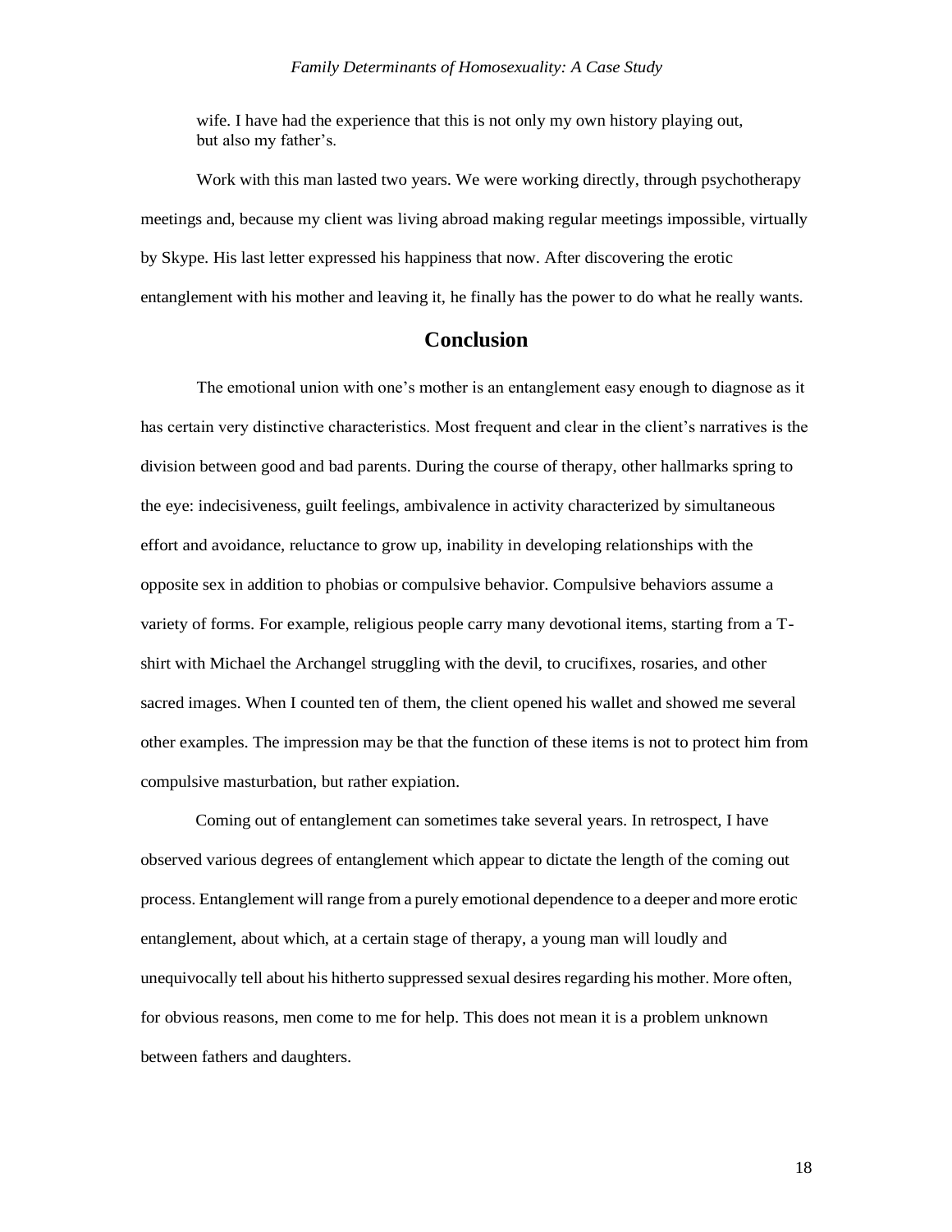> wife. I have had the experience that this is not only my own history playing out, but also my father's.

Work with this man lasted two years. We were working directly, through psychotherapy meetings and, because my client was living abroad making regular meetings impossible, virtually by Skype. His last letter expressed his happiness that now. After discovering the erotic entanglement with his mother and leaving it, he finally has the power to do what he really wants.

## Conclusion

The emotional union with one's mother is an entanglement easy enough to diagnose as it has certain very distinctive characteristics. Most frequent and clear in the client's narratives is the division between good and bad parents. During the course of therapy, other hallmarks spring to the eye: indecisiveness, guilt feelings, ambivalence in activity characterized by simultaneous effort and avoidance, reluctance to grow up, inability in developing relationships with the opposite sex in addition to phobias or compulsive behavior. Compulsive behaviors assume a variety of forms. For example, religious people carry many devotional items, starting from a T-shirt with Michael the Archangel struggling with the devil, to crucifixes, rosaries, and other sacred images. When I counted ten of them, the client opened his wallet and showed me several other examples. The impression may be that the function of these items is not to protect him from compulsive masturbation, but rather expiation.

Coming out of entanglement can sometimes take several years. In retrospect, I have observed various degrees of entanglement which appear to dictate the length of the coming out process. Entanglement will range from a purely emotional dependence to a deeper and more erotic entanglement, about which, at a certain stage of therapy, a young man will loudly and unequivocally tell about his hitherto suppressed sexual desires regarding his mother. More often, for obvious reasons, men come to me for help. This does not mean it is a problem unknown between fathers and daughters.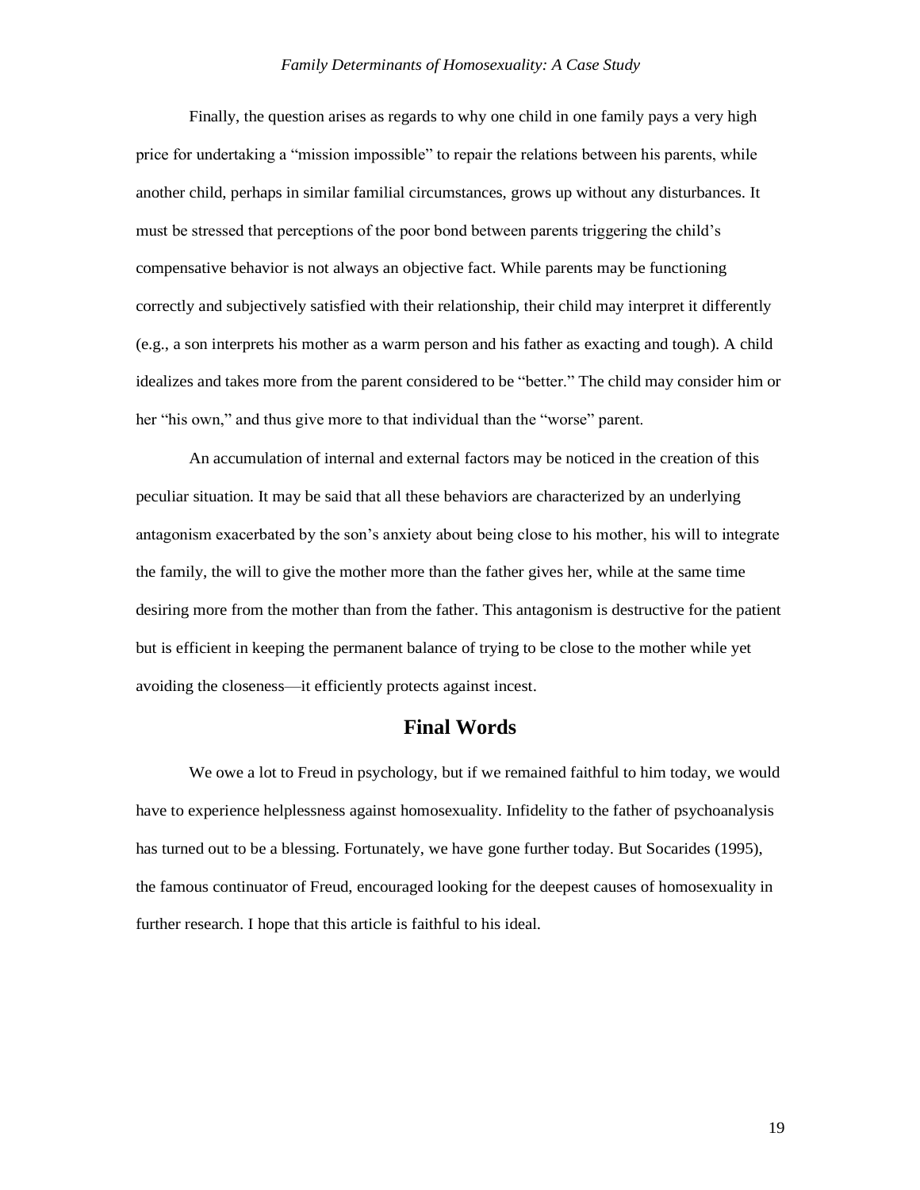Finally, the question arises as regards to why one child in one family pays a very high price for undertaking a "mission impossible" to repair the relations between his parents, while another child, perhaps in similar familial circumstances, grows up without any disturbances. It must be stressed that perceptions of the poor bond between parents triggering the child's compensative behavior is not always an objective fact. While parents may be functioning correctly and subjectively satisfied with their relationship, their child may interpret it differently (e.g., a son interprets his mother as a warm person and his father as exacting and tough). A child idealizes and takes more from the parent considered to be "better." The child may consider him or her "his own," and thus give more to that individual than the "worse" parent.

An accumulation of internal and external factors may be noticed in the creation of this peculiar situation. It may be said that all these behaviors are characterized by an underlying antagonism exacerbated by the son's anxiety about being close to his mother, his will to integrate the family, the will to give the mother more than the father gives her, while at the same time desiring more from the mother than from the father. This antagonism is destructive for the patient but is efficient in keeping the permanent balance of trying to be close to the mother while yet avoiding the closeness—it efficiently protects against incest.

## Final Words

We owe a lot to Freud in psychology, but if we remained faithful to him today, we would have to experience helplessness against homosexuality. Infidelity to the father of psychoanalysis has turned out to be a blessing. Fortunately, we have gone further today. But Socarides (1995), the famous continuator of Freud, encouraged looking for the deepest causes of homosexuality in further research. I hope that this article is faithful to his ideal.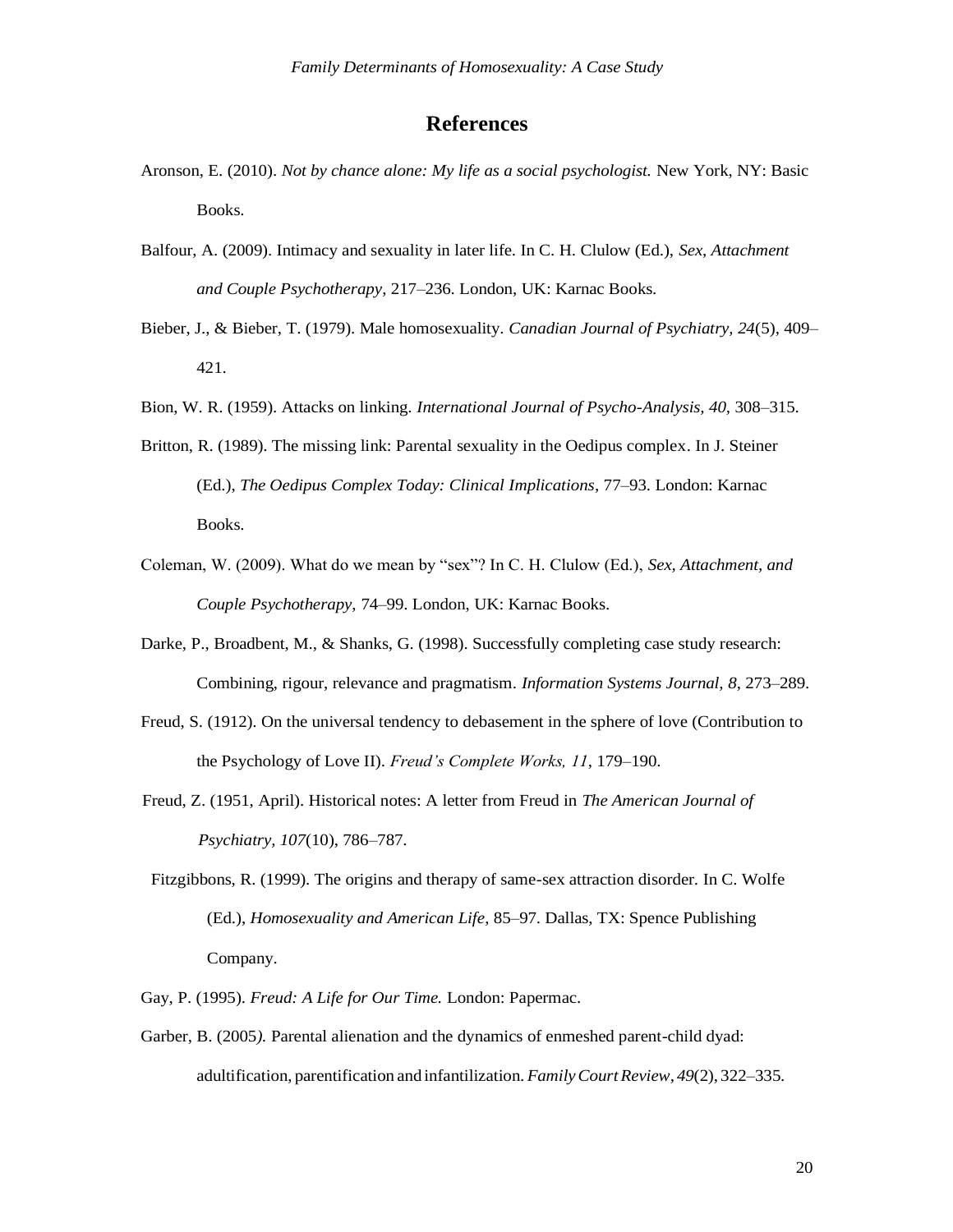# References

Aronson, E. (2010). *Not by chance alone: My life as a social psychologist.* New York, NY: Basic Books.

Balfour, A. (2009). Intimacy and sexuality in later life. In C. H. Clulow (Ed.), *Sex, Attachment and Couple Psychotherapy*, 217–236. London, UK: Karnac Books.

Bieber, J., & Bieber, T. (1979). Male homosexuality. *Canadian Journal of Psychiatry, 24*(5), 409–421.

Bion, W. R. (1959). Attacks on linking. *International Journal of Psycho-Analysis, 40*, 308–315.

Britton, R. (1989). The missing link: Parental sexuality in the Oedipus complex. In J. Steiner (Ed.), *The Oedipus Complex Today: Clinical Implications*, 77–93. London: Karnac Books.

Coleman, W. (2009). What do we mean by "sex"? In C. H. Clulow (Ed.), *Sex, Attachment, and Couple Psychotherapy*, 74–99. London, UK: Karnac Books.

Darke, P., Broadbent, M., & Shanks, G. (1998). Successfully completing case study research: Combining, rigour, relevance and pragmatism. *Information Systems Journal, 8*, 273–289.

Freud, S. (1912). On the universal tendency to debasement in the sphere of love (Contribution to the Psychology of Love II). *Freud's Complete Works, 11*, 179–190.

Freud, Z. (1951, April). Historical notes: A letter from Freud in *The American Journal of Psychiatry, 107*(10), 786–787.

Fitzgibbons, R. (1999). The origins and therapy of same-sex attraction disorder. In C. Wolfe (Ed.), *Homosexuality and American Life*, 85–97. Dallas, TX: Spence Publishing Company.

Gay, P. (1995). *Freud: A Life for Our Time.* London: Papermac.

Garber, B. (2005*).* Parental alienation and the dynamics of enmeshed parent-child dyad: adultification, parentification and infantilization. *Family Court Review, 49*(2), 322–335.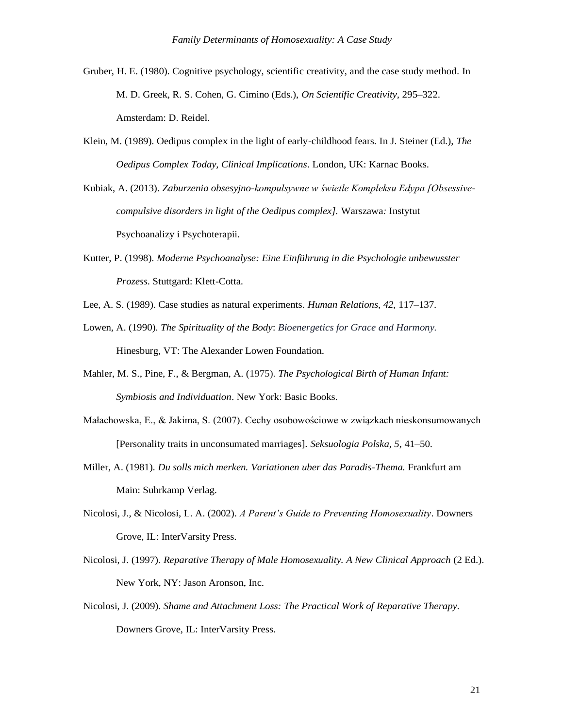Gruber, H. E. (1980). Cognitive psychology, scientific creativity, and the case study method. In M. D. Greek, R. S. Cohen, G. Cimino (Eds.), *On Scientific Creativity,* 295–322. Amsterdam: D. Reidel.

Klein, M. (1989). Oedipus complex in the light of early-childhood fears. In J. Steiner (Ed.), *The Oedipus Complex Today, Clinical Implications*. London, UK: Karnac Books.

Kubiak, A. (2013). *Zaburzenia obsesyjno-kompulsywne w świetle Kompleksu Edypa [Obsessive-compulsive disorders in light of the Oedipus complex].* Warszawa: Instytut Psychoanalizy i Psychoterapii.

Kutter, P. (1998). *Moderne Psychoanalyse: Eine Einführung in die Psychologie unbewusster Prozess*. Stuttgard: Klett-Cotta.

Lee, A. S. (1989). Case studies as natural experiments. *Human Relations*, *42,* 117–137.

Lowen, A. (1990). *The Spirituality of the Body*: *Bioenergetics for Grace and Harmony.* Hinesburg, VT: The Alexander Lowen Foundation.

Mahler, M. S., Pine, F., & Bergman, A. (1975). *The Psychological Birth of Human Infant: Symbiosis and Individuation*. New York: Basic Books.

Małachowska, E., & Jakima, S. (2007). Cechy osobowościowe w związkach nieskonsumowanych [Personality traits in unconsumated marriages]. *Seksuologia Polska, 5*, 41–50.

Miller, A. (1981). *Du solls mich merken. Variationen uber das Paradis-Thema.* Frankfurt am Main: Suhrkamp Verlag.

Nicolosi, J., & Nicolosi, L. A. (2002). *A Parent's Guide to Preventing Homosexuality*. Downers Grove, IL: InterVarsity Press.

Nicolosi, J. (1997). *Reparative Therapy of Male Homosexuality. A New Clinical Approach* (2 Ed.). New York, NY: Jason Aronson, Inc.

Nicolosi, J. (2009). *Shame and Attachment Loss: The Practical Work of Reparative Therapy*. Downers Grove, IL: InterVarsity Press.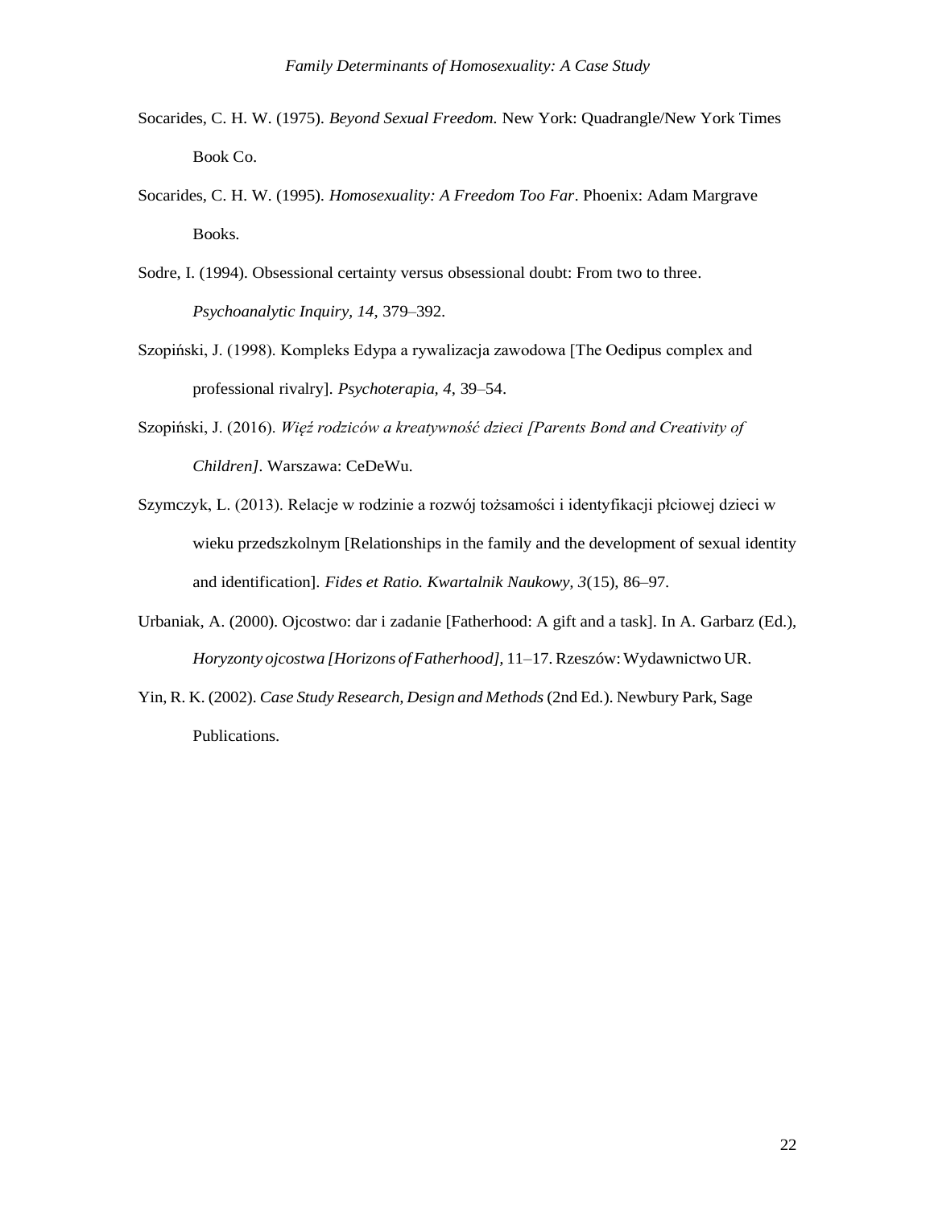Socarides, C. H. W. (1975). *Beyond Sexual Freedom.* New York: Quadrangle/New York Times Book Co.

Socarides, C. H. W. (1995). *Homosexuality: A Freedom Too Far*. Phoenix: Adam Margrave Books.

Sodre, I. (1994). Obsessional certainty versus obsessional doubt: From two to three. *Psychoanalytic Inquiry, 14*, 379–392.

Szopiński, J. (1998). Kompleks Edypa a rywalizacja zawodowa [The Oedipus complex and professional rivalry]. *Psychoterapia, 4,* 39–54.

Szopiński, J. (2016). *Więź rodziców a kreatywność dzieci [Parents Bond and Creativity of Children]*. Warszawa: CeDeWu.

Szymczyk, L. (2013). Relacje w rodzinie a rozwój tożsamości i identyfikacji płciowej dzieci w wieku przedszkolnym [Relationships in the family and the development of sexual identity and identification]. *Fides et Ratio. Kwartalnik Naukowy, 3*(15), 86–97.

Urbaniak, A. (2000). Ojcostwo: dar i zadanie [Fatherhood: A gift and a task]. In A. Garbarz (Ed.), *Horyzonty ojcostwa [Horizons of Fatherhood],* 11–17. Rzeszów: Wydawnictwo UR.

Yin, R. K. (2002). *Case Study Research, Design and Methods* (2nd Ed.). Newbury Park, Sage Publications.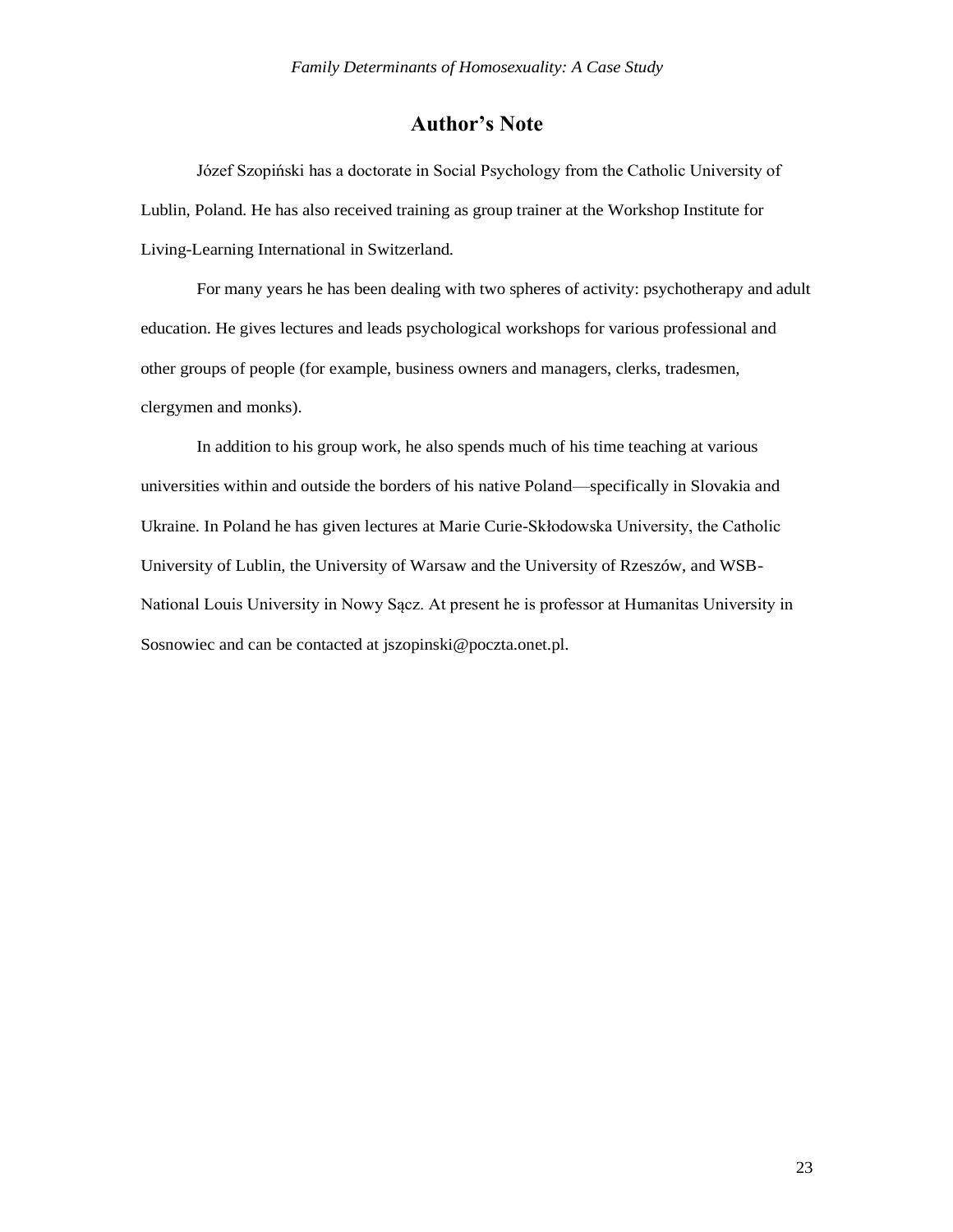## Author's Note

Józef Szopiński has a doctorate in Social Psychology from the Catholic University of Lublin, Poland. He has also received training as group trainer at the Workshop Institute for Living-Learning International in Switzerland.

For many years he has been dealing with two spheres of activity: psychotherapy and adult education. He gives lectures and leads psychological workshops for various professional and other groups of people (for example, business owners and managers, clerks, tradesmen, clergymen and monks).

In addition to his group work, he also spends much of his time teaching at various universities within and outside the borders of his native Poland—specifically in Slovakia and Ukraine. In Poland he has given lectures at Marie Curie-Skłodowska University, the Catholic University of Lublin, the University of Warsaw and the University of Rzeszów, and WSB-National Louis University in Nowy Sącz. At present he is professor at Humanitas University in Sosnowiec and can be contacted at jszopinski@poczta.onet.pl.